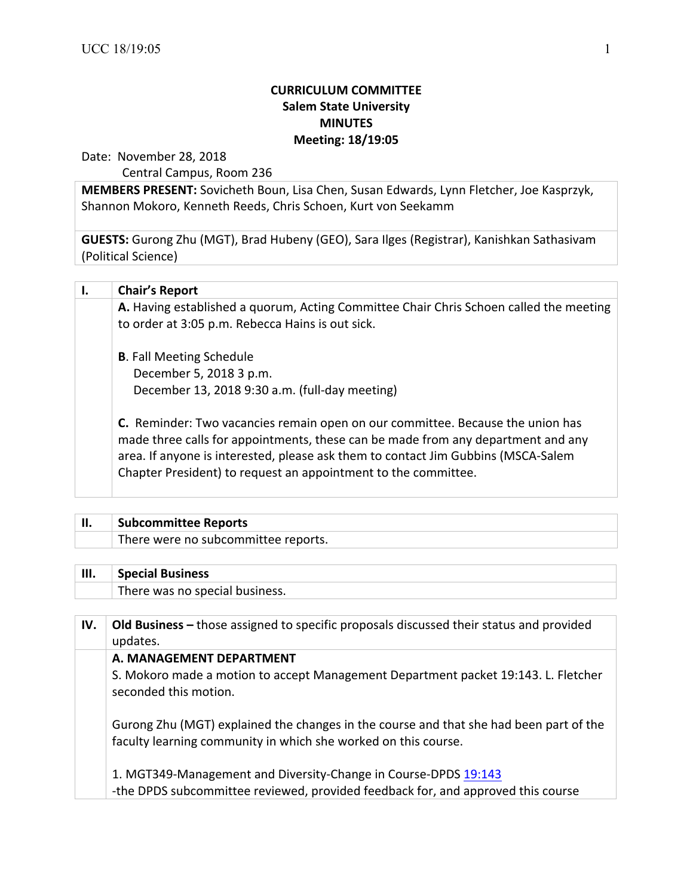# CURRICULUM COMMITTEE
## Salem State University
## MINUTES
## Meeting: 18/19:05

Date: November 28, 2018
Central Campus, Room 236

**MEMBERS PRESENT:** Sovicheth Boun, Lisa Chen, Susan Edwards, Lynn Fletcher, Joe Kasprzyk, Shannon Mokoro, Kenneth Reeds, Chris Schoen, Kurt von Seekamm

**GUESTS:** Gurong Zhu (MGT), Brad Hubeny (GEO), Sara Ilges (Registrar), Kanishkan Sathasivam (Political Science)

## I. Chair's Report

**A.** Having established a quorum, Acting Committee Chair Chris Schoen called the meeting to order at 3:05 p.m. Rebecca Hains is out sick.

**B**. Fall Meeting Schedule
December 5, 2018 3 p.m.
December 13, 2018 9:30 a.m. (full-day meeting)

**C.** Reminder: Two vacancies remain open on our committee. Because the union has made three calls for appointments, these can be made from any department and any area. If anyone is interested, please ask them to contact Jim Gubbins (MSCA-Salem Chapter President) to request an appointment to the committee.

## II. Subcommittee Reports

There were no subcommittee reports.

## III. Special Business

There was no special business.

## IV. Old Business – those assigned to specific proposals discussed their status and provided updates.

**A. MANAGEMENT DEPARTMENT**

S. Mokoro made a motion to accept Management Department packet 19:143. L. Fletcher seconded this motion.

Gurong Zhu (MGT) explained the changes in the course and that she had been part of the faculty learning community in which she worked on this course.

1. MGT349-Management and Diversity-Change in Course-DPDS 19:143
-the DPDS subcommittee reviewed, provided feedback for, and approved this course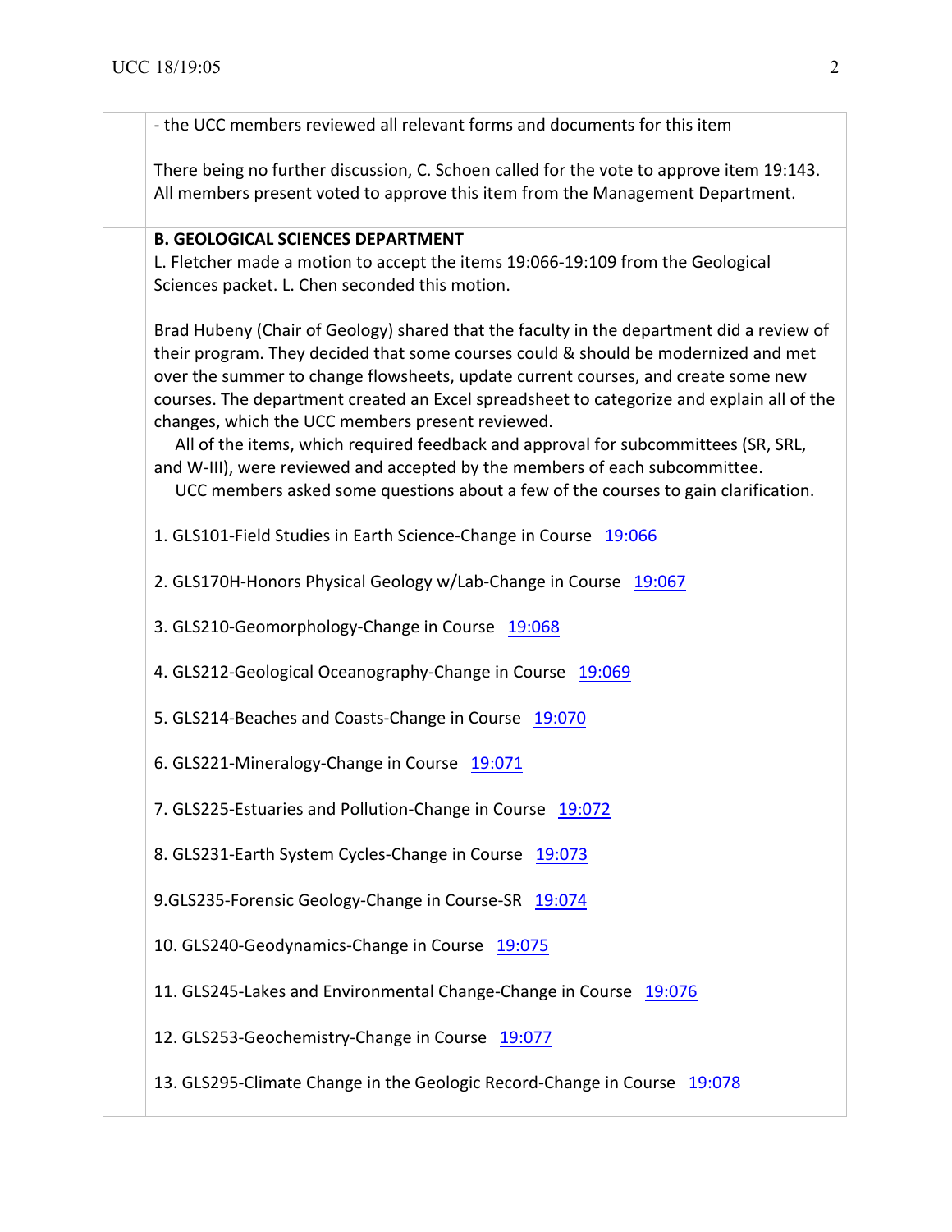- the UCC members reviewed all relevant forms and documents for this item

There being no further discussion, C. Schoen called for the vote to approve item 19:143. All members present voted to approve this item from the Management Department.

**B. GEOLOGICAL SCIENCES DEPARTMENT**
L. Fletcher made a motion to accept the items 19:066-19:109 from the Geological Sciences packet. L. Chen seconded this motion.

Brad Hubeny (Chair of Geology) shared that the faculty in the department did a review of their program. They decided that some courses could & should be modernized and met over the summer to change flowsheets, update current courses, and create some new courses. The department created an Excel spreadsheet to categorize and explain all of the changes, which the UCC members present reviewed.

All of the items, which required feedback and approval for subcommittees (SR, SRL, and W-III), were reviewed and accepted by the members of each subcommittee.

UCC members asked some questions about a few of the courses to gain clarification.

1. GLS101-Field Studies in Earth Science-Change in Course 19:066

2. GLS170H-Honors Physical Geology w/Lab-Change in Course 19:067

3. GLS210-Geomorphology-Change in Course 19:068

4. GLS212-Geological Oceanography-Change in Course 19:069

5. GLS214-Beaches and Coasts-Change in Course 19:070

6. GLS221-Mineralogy-Change in Course 19:071

7. GLS225-Estuaries and Pollution-Change in Course 19:072

8. GLS231-Earth System Cycles-Change in Course 19:073

9.GLS235-Forensic Geology-Change in Course-SR 19:074

10. GLS240-Geodynamics-Change in Course 19:075

11. GLS245-Lakes and Environmental Change-Change in Course 19:076

12. GLS253-Geochemistry-Change in Course 19:077

13. GLS295-Climate Change in the Geologic Record-Change in Course 19:078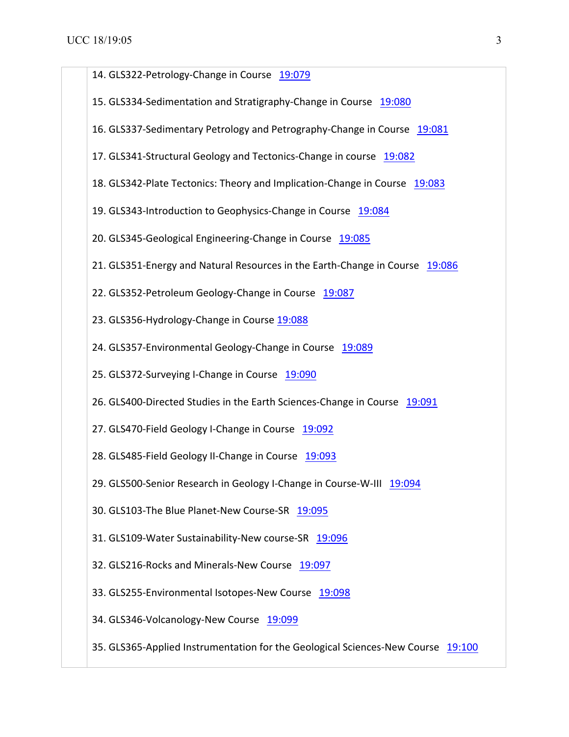14. GLS322-Petrology-Change in Course 19:079

15. GLS334-Sedimentation and Stratigraphy-Change in Course 19:080

16. GLS337-Sedimentary Petrology and Petrography-Change in Course 19:081

17. GLS341-Structural Geology and Tectonics-Change in course 19:082

18. GLS342-Plate Tectonics: Theory and Implication-Change in Course 19:083

19. GLS343-Introduction to Geophysics-Change in Course 19:084

20. GLS345-Geological Engineering-Change in Course 19:085

21. GLS351-Energy and Natural Resources in the Earth-Change in Course 19:086

22. GLS352-Petroleum Geology-Change in Course 19:087

23. GLS356-Hydrology-Change in Course 19:088

24. GLS357-Environmental Geology-Change in Course 19:089

25. GLS372-Surveying I-Change in Course 19:090

26. GLS400-Directed Studies in the Earth Sciences-Change in Course 19:091

27. GLS470-Field Geology I-Change in Course 19:092

28. GLS485-Field Geology II-Change in Course 19:093

29. GLS500-Senior Research in Geology I-Change in Course-W-III 19:094

30. GLS103-The Blue Planet-New Course-SR 19:095

31. GLS109-Water Sustainability-New course-SR 19:096

32. GLS216-Rocks and Minerals-New Course 19:097

33. GLS255-Environmental Isotopes-New Course 19:098

34. GLS346-Volcanology-New Course 19:099

35. GLS365-Applied Instrumentation for the Geological Sciences-New Course 19:100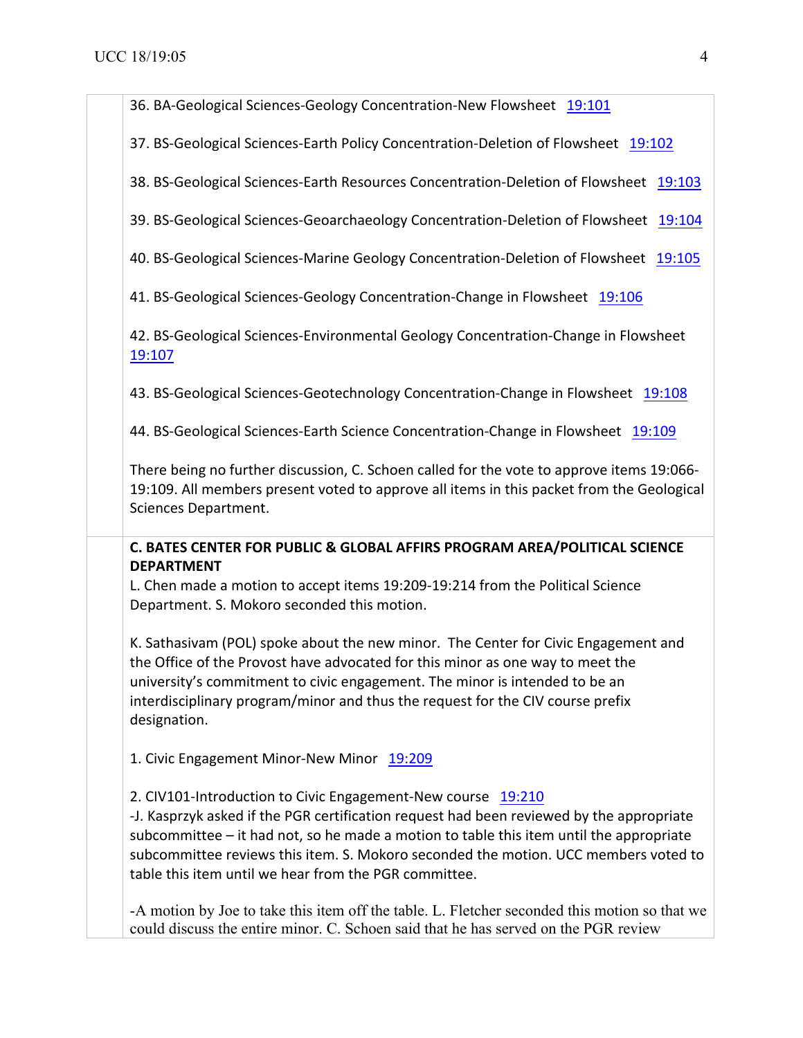36. BA-Geological Sciences-Geology Concentration-New Flowsheet 19:101

37. BS-Geological Sciences-Earth Policy Concentration-Deletion of Flowsheet 19:102

38. BS-Geological Sciences-Earth Resources Concentration-Deletion of Flowsheet 19:103

39. BS-Geological Sciences-Geoarchaeology Concentration-Deletion of Flowsheet 19:104

40. BS-Geological Sciences-Marine Geology Concentration-Deletion of Flowsheet 19:105

41. BS-Geological Sciences-Geology Concentration-Change in Flowsheet 19:106

42. BS-Geological Sciences-Environmental Geology Concentration-Change in Flowsheet 19:107

43. BS-Geological Sciences-Geotechnology Concentration-Change in Flowsheet 19:108

44. BS-Geological Sciences-Earth Science Concentration-Change in Flowsheet 19:109

There being no further discussion, C. Schoen called for the vote to approve items 19:066-19:109. All members present voted to approve all items in this packet from the Geological Sciences Department.

**C. BATES CENTER FOR PUBLIC & GLOBAL AFFIRS PROGRAM AREA/POLITICAL SCIENCE DEPARTMENT**

L. Chen made a motion to accept items 19:209-19:214 from the Political Science Department. S. Mokoro seconded this motion.

K. Sathasivam (POL) spoke about the new minor. The Center for Civic Engagement and the Office of the Provost have advocated for this minor as one way to meet the university's commitment to civic engagement. The minor is intended to be an interdisciplinary program/minor and thus the request for the CIV course prefix designation.

1. Civic Engagement Minor-New Minor 19:209

2. CIV101-Introduction to Civic Engagement-New course 19:210
-J. Kasprzyk asked if the PGR certification request had been reviewed by the appropriate subcommittee – it had not, so he made a motion to table this item until the appropriate subcommittee reviews this item. S. Mokoro seconded the motion. UCC members voted to table this item until we hear from the PGR committee.

-A motion by Joe to take this item off the table. L. Fletcher seconded this motion so that we could discuss the entire minor. C. Schoen said that he has served on the PGR review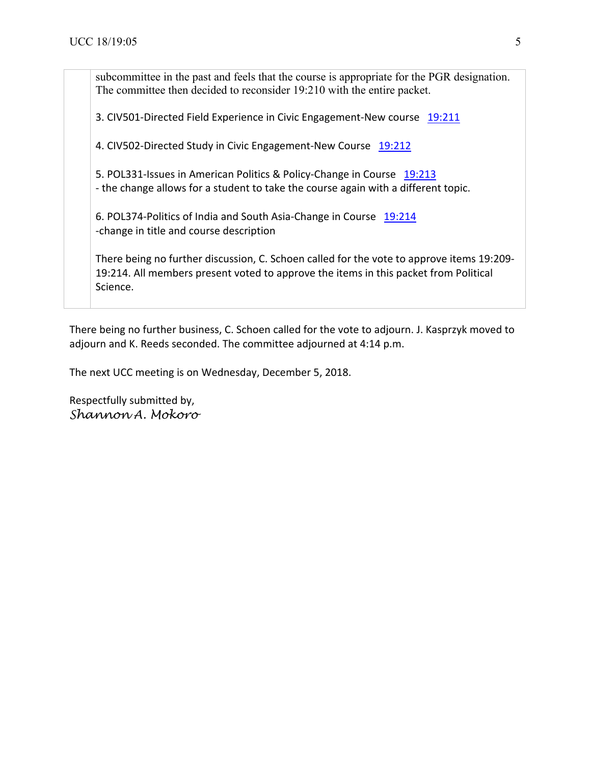subcommittee in the past and feels that the course is appropriate for the PGR designation. The committee then decided to reconsider 19:210 with the entire packet.

3. CIV501-Directed Field Experience in Civic Engagement-New course 19:211

4. CIV502-Directed Study in Civic Engagement-New Course 19:212

5. POL331-Issues in American Politics & Policy-Change in Course 19:213
- the change allows for a student to take the course again with a different topic.

6. POL374-Politics of India and South Asia-Change in Course 19:214
-change in title and course description

There being no further discussion, C. Schoen called for the vote to approve items 19:209-19:214. All members present voted to approve the items in this packet from Political Science.

There being no further business, C. Schoen called for the vote to adjourn. J. Kasprzyk moved to adjourn and K. Reeds seconded. The committee adjourned at 4:14 p.m.

The next UCC meeting is on Wednesday, December 5, 2018.

Respectfully submitted by,
*Shannon A. Mokoro*